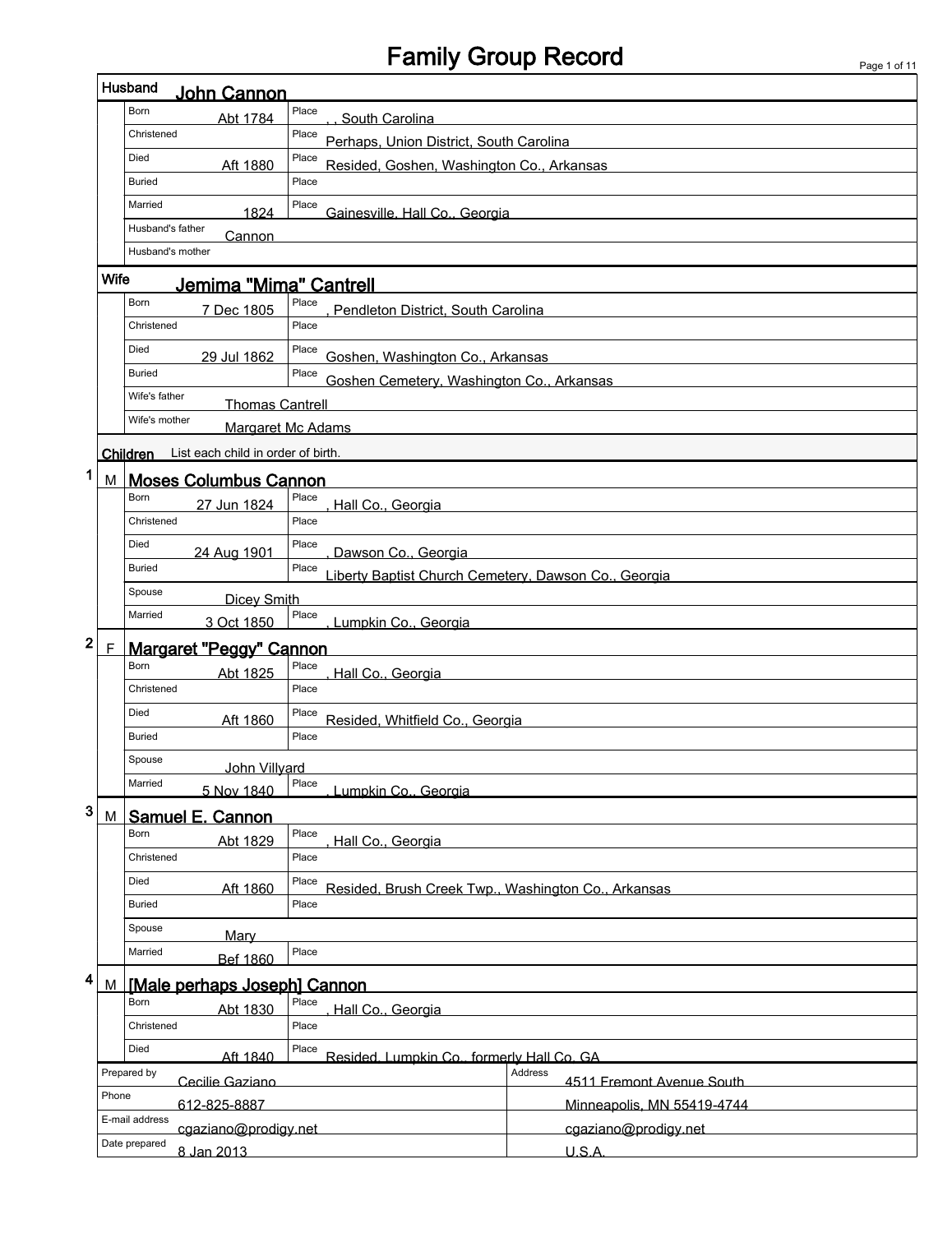# Family Group Record

## Husband: John Cannon

| Field | Date | Place |
|---|---|---|
| Born | Abt 1784 | , , South Carolina |
| Christened | | Perhaps, Union District, South Carolina |
| Died | Aft 1880 | Resided, Goshen, Washington Co., Arkansas |
| Buried | | |
| Married | 1824 | Gainesville, Hall Co., Georgia |

Husband's father: Cannon

Husband's mother:

## Wife: Jemima "Mima" Cantrell

| Field | Date | Place |
|---|---|---|
| Born | 7 Dec 1805 | , Pendleton District, South Carolina |
| Christened | | |
| Died | 29 Jul 1862 | Goshen, Washington Co., Arkansas |
| Buried | | Goshen Cemetery, Washington Co., Arkansas |

Wife's father: Thomas Cantrell

Wife's mother: Margaret Mc Adams

## Children

List each child in order of birth.

### 1 M Moses Columbus Cannon

| Field | Date | Place |
|---|---|---|
| Born | 27 Jun 1824 | , Hall Co., Georgia |
| Christened | | |
| Died | 24 Aug 1901 | , Dawson Co., Georgia |
| Buried | | Liberty Baptist Church Cemetery, Dawson Co., Georgia |
| Spouse | Dicey Smith | |
| Married | 3 Oct 1850 | , Lumpkin Co., Georgia |

### 2 F Margaret "Peggy" Cannon

| Field | Date | Place |
|---|---|---|
| Born | Abt 1825 | , Hall Co., Georgia |
| Christened | | |
| Died | Aft 1860 | Resided, Whitfield Co., Georgia |
| Buried | | |
| Spouse | John Villyard | |
| Married | 5 Nov 1840 | , Lumpkin Co., Georgia |

### 3 M Samuel E. Cannon

| Field | Date | Place |
|---|---|---|
| Born | Abt 1829 | , Hall Co., Georgia |
| Christened | | |
| Died | Aft 1860 | Resided, Brush Creek Twp., Washington Co., Arkansas |
| Buried | | |
| Spouse | Mary | |
| Married | Bef 1860 | |

### 4 M [Male perhaps Joseph] Cannon

| Field | Date | Place |
|---|---|---|
| Born | Abt 1830 | , Hall Co., Georgia |
| Christened | | |
| Died | Aft 1840 | Resided, Lumpkin Co., formerly Hall Co. GA |

| | | | |
|---|---|---|---|
| Prepared by | Cecilie Gaziano | Address | 4511 Fremont Avenue South |
| Phone | 612-825-8887 | | Minneapolis, MN 55419-4744 |
| E-mail address | cgaziano@prodigy.net | | cgaziano@prodigy.net |
| Date prepared | 8 Jan 2013 | | U.S.A. |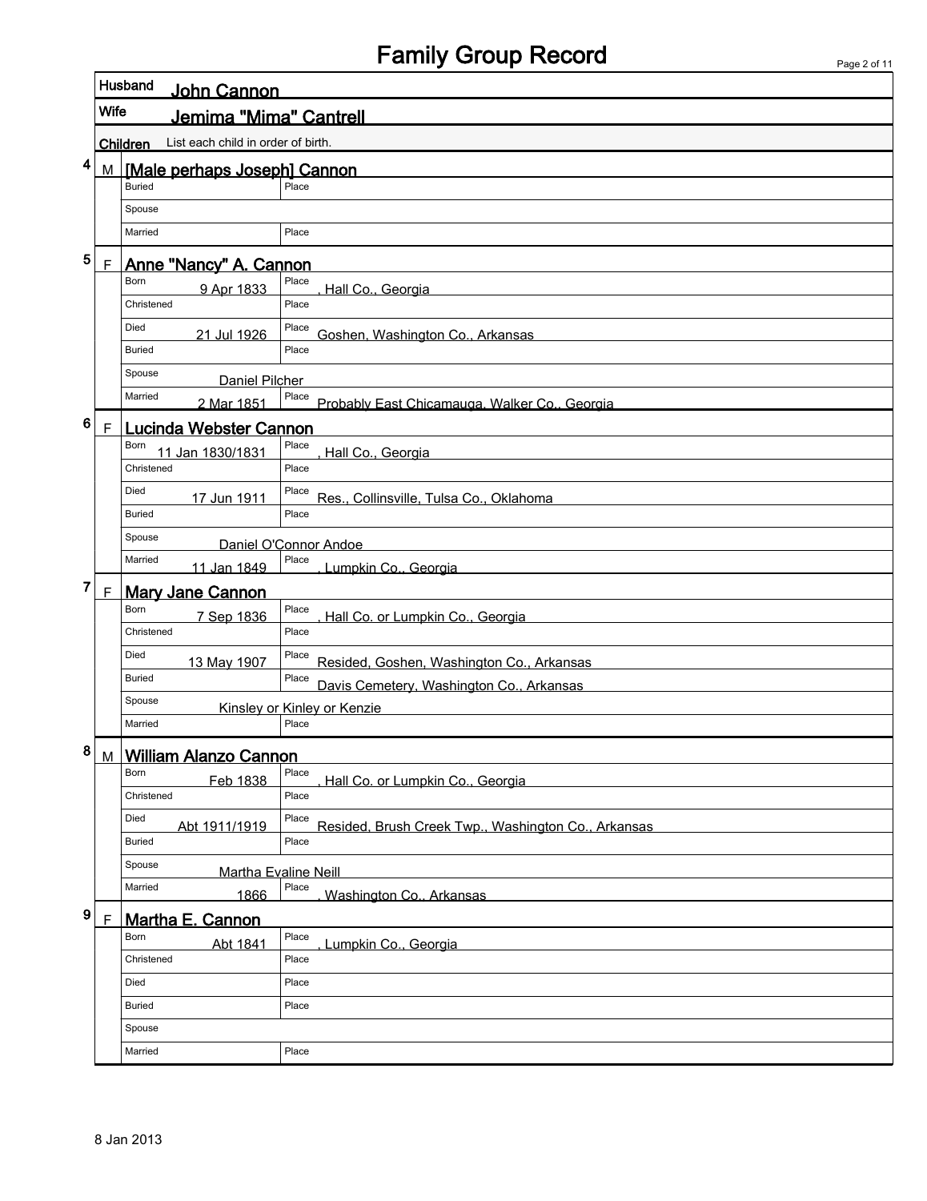# Family Group Record

**Husband** John Cannon

**Wife** Jemima "Mima" Cantrell

**Children** List each child in order of birth.

## 4 M [Male perhaps Joseph] Cannon

| | | |
|---|---|---|
| Buried | | Place |
| Spouse | | |
| Married | | Place |

## 5 F Anne "Nancy" A. Cannon

| | | |
|---|---|---|
| Born | 9 Apr 1833 | Place , Hall Co., Georgia |
| Christened | | Place |
| Died | 21 Jul 1926 | Place Goshen, Washington Co., Arkansas |
| Buried | | Place |
| Spouse | Daniel Pilcher | |
| Married | 2 Mar 1851 | Place Probably East Chicamauga, Walker Co., Georgia |

## 6 F Lucinda Webster Cannon

| | | |
|---|---|---|
| Born | 11 Jan 1830/1831 | Place , Hall Co., Georgia |
| Christened | | Place |
| Died | 17 Jun 1911 | Place Res., Collinsville, Tulsa Co., Oklahoma |
| Buried | | Place |
| Spouse | Daniel O'Connor Andoe | |
| Married | 11 Jan 1849 | Place , Lumpkin Co., Georgia |

## 7 F Mary Jane Cannon

| | | |
|---|---|---|
| Born | 7 Sep 1836 | Place , Hall Co. or Lumpkin Co., Georgia |
| Christened | | Place |
| Died | 13 May 1907 | Place Resided, Goshen, Washington Co., Arkansas |
| Buried | | Place Davis Cemetery, Washington Co., Arkansas |
| Spouse | Kinsley or Kinley or Kenzie | |
| Married | | Place |

## 8 M William Alanzo Cannon

| | | |
|---|---|---|
| Born | Feb 1838 | Place , Hall Co. or Lumpkin Co., Georgia |
| Christened | | Place |
| Died | Abt 1911/1919 | Place Resided, Brush Creek Twp., Washington Co., Arkansas |
| Buried | | Place |
| Spouse | Martha Evaline Neill | |
| Married | 1866 | Place , Washington Co., Arkansas |

## 9 F Martha E. Cannon

| | | |
|---|---|---|
| Born | Abt 1841 | Place , Lumpkin Co., Georgia |
| Christened | | Place |
| Died | | Place |
| Buried | | Place |
| Spouse | | |
| Married | | Place |

8 Jan 2013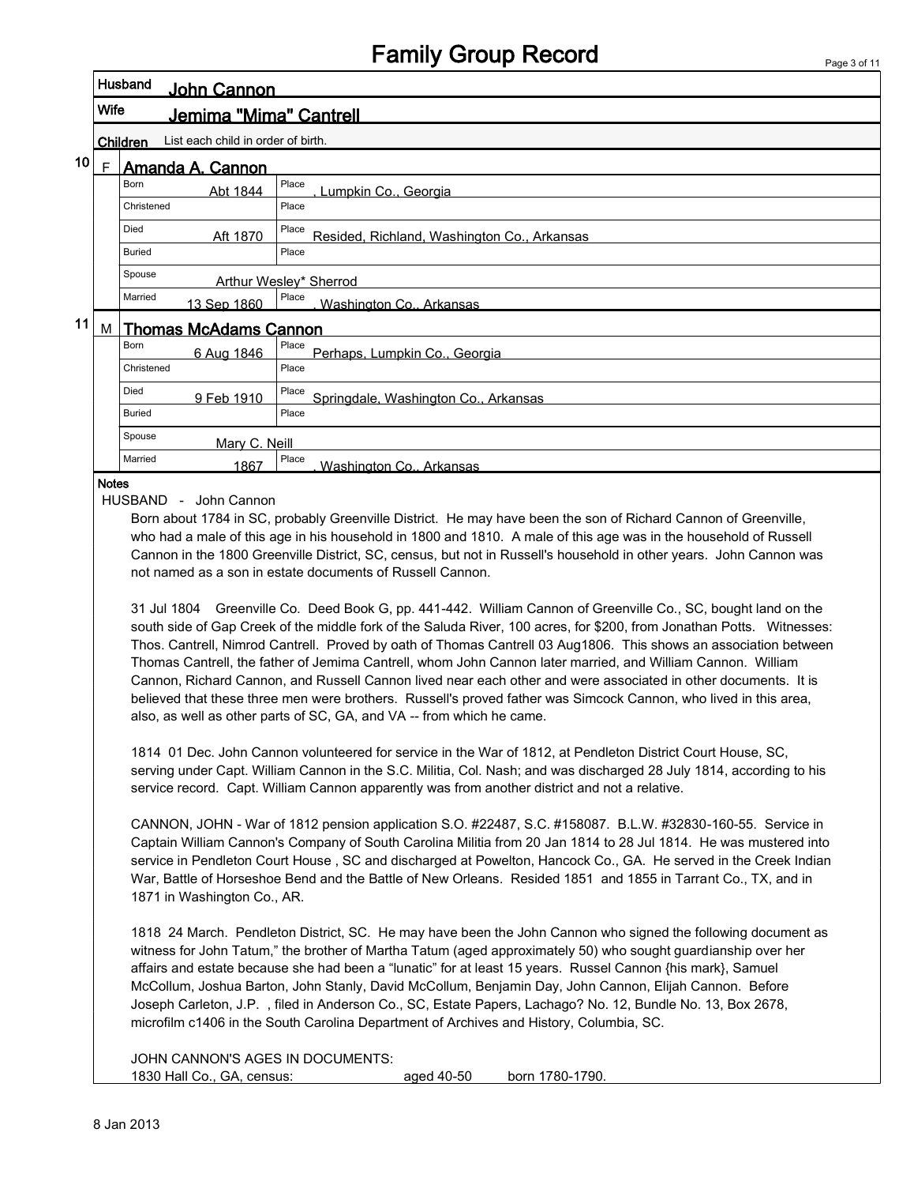# Family Group Record

**Husband** John Cannon

**Wife** Jemima "Mima" Cantrell

**Children** List each child in order of birth.

**10 F Amanda A. Cannon**

| | | | |
|---|---|---|---|
| Born | Abt 1844 | Place | , Lumpkin Co., Georgia |
| Christened | | Place | |
| Died | Aft 1870 | Place | Resided, Richland, Washington Co., Arkansas |
| Buried | | Place | |
| Spouse | Arthur Wesley* Sherrod | | |
| Married | 13 Sep 1860 | Place | , Washington Co., Arkansas |

**11 M Thomas McAdams Cannon**

| | | | |
|---|---|---|---|
| Born | 6 Aug 1846 | Place | Perhaps, Lumpkin Co., Georgia |
| Christened | | Place | |
| Died | 9 Feb 1910 | Place | Springdale, Washington Co., Arkansas |
| Buried | | Place | |
| Spouse | Mary C. Neill | | |
| Married | 1867 | Place | , Washington Co., Arkansas |

**Notes**

HUSBAND - John Cannon

Born about 1784 in SC, probably Greenville District. He may have been the son of Richard Cannon of Greenville, who had a male of this age in his household in 1800 and 1810. A male of this age was in the household of Russell Cannon in the 1800 Greenville District, SC, census, but not in Russell's household in other years. John Cannon was not named as a son in estate documents of Russell Cannon.

31 Jul 1804 Greenville Co. Deed Book G, pp. 441-442. William Cannon of Greenville Co., SC, bought land on the south side of Gap Creek of the middle fork of the Saluda River, 100 acres, for $200, from Jonathan Potts. Witnesses: Thos. Cantrell, Nimrod Cantrell. Proved by oath of Thomas Cantrell 03 Aug1806. This shows an association between Thomas Cantrell, the father of Jemima Cantrell, whom John Cannon later married, and William Cannon. William Cannon, Richard Cannon, and Russell Cannon lived near each other and were associated in other documents. It is believed that these three men were brothers. Russell's proved father was Simcock Cannon, who lived in this area, also, as well as other parts of SC, GA, and VA -- from which he came.

1814 01 Dec. John Cannon volunteered for service in the War of 1812, at Pendleton District Court House, SC, serving under Capt. William Cannon in the S.C. Militia, Col. Nash; and was discharged 28 July 1814, according to his service record. Capt. William Cannon apparently was from another district and not a relative.

CANNON, JOHN - War of 1812 pension application S.O. #22487, S.C. #158087. B.L.W. #32830-160-55. Service in Captain William Cannon's Company of South Carolina Militia from 20 Jan 1814 to 28 Jul 1814. He was mustered into service in Pendleton Court House , SC and discharged at Powelton, Hancock Co., GA. He served in the Creek Indian War, Battle of Horseshoe Bend and the Battle of New Orleans. Resided 1851 and 1855 in Tarrant Co., TX, and in 1871 in Washington Co., AR.

1818 24 March. Pendleton District, SC. He may have been the John Cannon who signed the following document as witness for John Tatum," the brother of Martha Tatum (aged approximately 50) who sought guardianship over her affairs and estate because she had been a "lunatic" for at least 15 years. Russel Cannon {his mark}, Samuel McCollum, Joshua Barton, John Stanly, David McCollum, Benjamin Day, John Cannon, Elijah Cannon. Before Joseph Carleton, J.P. , filed in Anderson Co., SC, Estate Papers, Lachago? No. 12, Bundle No. 13, Box 2678, microfilm c1406 in the South Carolina Department of Archives and History, Columbia, SC.

JOHN CANNON'S AGES IN DOCUMENTS:

1830 Hall Co., GA, census: aged 40-50 born 1780-1790.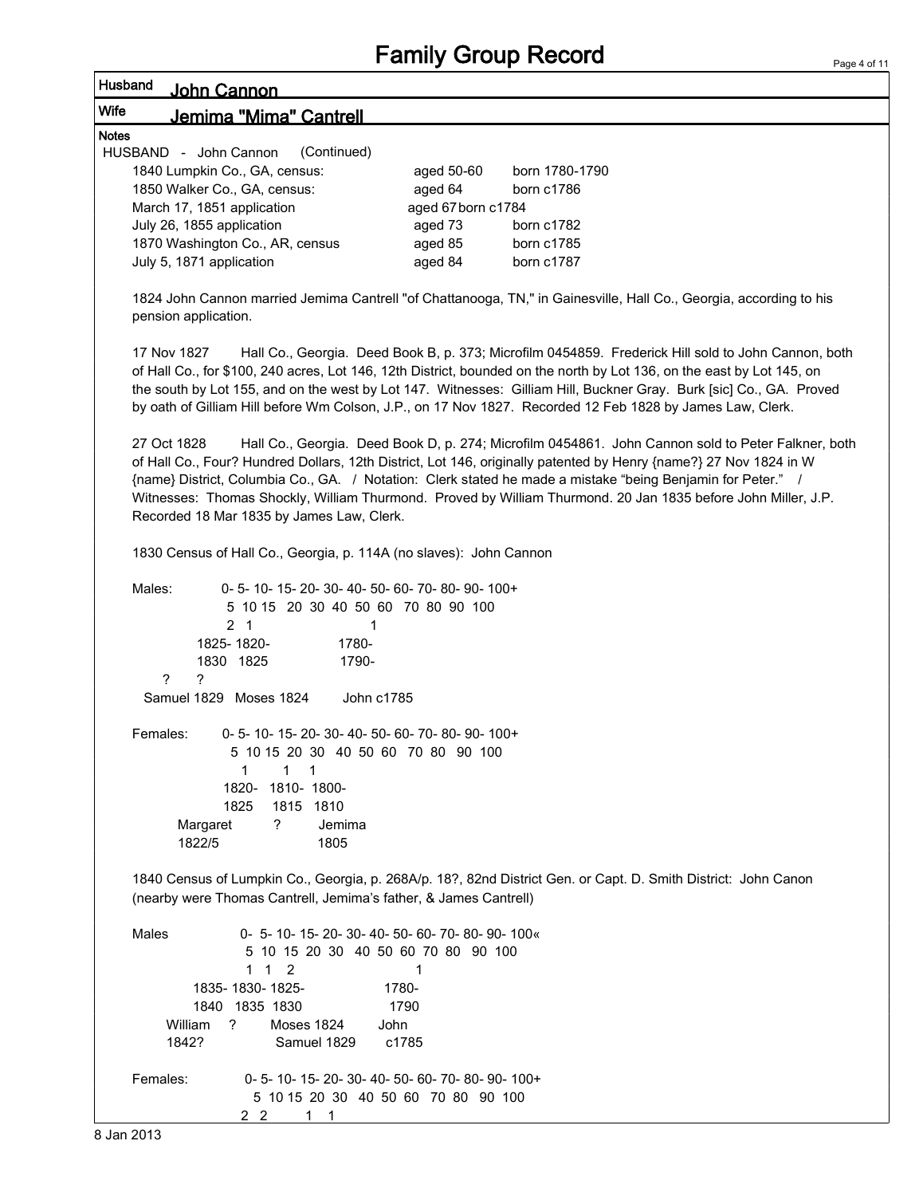# Family Group Record

**Husband** John Cannon

**Wife** Jemima "Mima" Cantrell

**Notes**

HUSBAND - John Cannon (Continued)

| | | |
|---|---|---|
| 1840 Lumpkin Co., GA, census: | aged 50-60 | born 1780-1790 |
| 1850 Walker Co., GA, census: | aged 64 | born c1786 |
| March 17, 1851 application | aged 67 | born c1784 |
| July 26, 1855 application | aged 73 | born c1782 |
| 1870 Washington Co., AR, census | aged 85 | born c1785 |
| July 5, 1871 application | aged 84 | born c1787 |

1824 John Cannon married Jemima Cantrell "of Chattanooga, TN," in Gainesville, Hall Co., Georgia, according to his pension application.

17 Nov 1827 Hall Co., Georgia. Deed Book B, p. 373; Microfilm 0454859. Frederick Hill sold to John Cannon, both of Hall Co., for $100, 240 acres, Lot 146, 12th District, bounded on the north by Lot 136, on the east by Lot 145, on the south by Lot 155, and on the west by Lot 147. Witnesses: Gilliam Hill, Buckner Gray. Burk [sic] Co., GA. Proved by oath of Gilliam Hill before Wm Colson, J.P., on 17 Nov 1827. Recorded 12 Feb 1828 by James Law, Clerk.

27 Oct 1828 Hall Co., Georgia. Deed Book D, p. 274; Microfilm 0454861. John Cannon sold to Peter Falkner, both of Hall Co., Four? Hundred Dollars, 12th District, Lot 146, originally patented by Henry {name?} 27 Nov 1824 in W {name} District, Columbia Co., GA. / Notation: Clerk stated he made a mistake "being Benjamin for Peter." / Witnesses: Thomas Shockly, William Thurmond. Proved by William Thurmond. 20 Jan 1835 before John Miller, J.P. Recorded 18 Mar 1835 by James Law, Clerk.

1830 Census of Hall Co., Georgia, p. 114A (no slaves): John Cannon

```
Males:      0- 5- 10- 15- 20- 30- 40- 50- 60- 70- 80- 90- 100+
             5 10 15  20  30  40  50  60  70  80  90  100
            2  1                   1
        1825- 1820-              1780-
        1830  1825               1790-
   ?     ?
  Samuel 1829  Moses 1824      John c1785

Females:    0- 5- 10- 15- 20- 30- 40- 50- 60- 70- 80- 90- 100+
             5 10 15 20 30  40 50 60  70 80  90 100
              1      1   1
            1820-  1810- 1800-
            1825    1815 1810
      Margaret       ?     Jemima
      1822/5               1805
```

1840 Census of Lumpkin Co., Georgia, p. 268A/p. 18?, 82nd District Gen. or Capt. D. Smith District: John Canon (nearby were Thomas Cantrell, Jemima's father, & James Cantrell)

```
Males            0- 5- 10- 15- 20- 30- 40- 50- 60- 70- 80- 90- 100«
                  5  10  15 20 30  40 50 60 70 80  90 100
                  1  1  2                    1
         1835- 1830- 1825-               1780-
          1840  1835 1830                 1790
      William   ?    Moses 1824       John
      1842?           Samuel 1829      c1785

Females:          0- 5- 10- 15- 20- 30- 40- 50- 60- 70- 80- 90- 100+
                   5 10 15 20 30  40 50 60  70 80  90 100
                 2  2      1  1
```

8 Jan 2013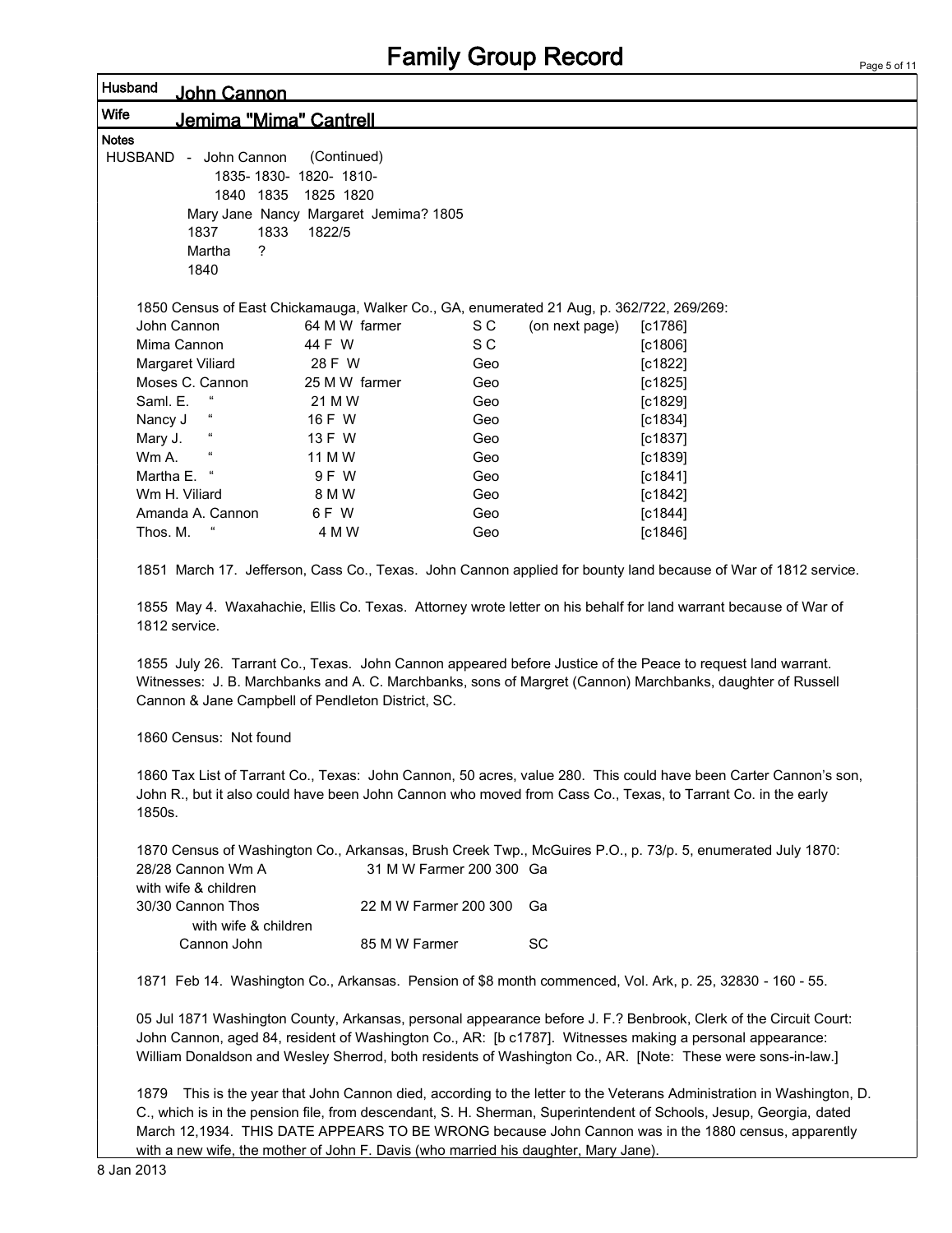# Family Group Record

**Husband** John Cannon

**Wife** Jemima "Mima" Cantrell

**Notes**

HUSBAND - John Cannon (Continued)

| 1835-1840 | 1830-1835 | 1820-1825 | 1810-1820 |
|---|---|---|---|
| Mary Jane | Nancy | Margaret | Jemima? 1805 |
| 1837 | 1833 | 1822/5 | |
| Martha | ? | | |
| 1840 | | | |

1850 Census of East Chickamauga, Walker Co., GA, enumerated 21 Aug, p. 362/722, 269/269:

| | | | | |
|---|---|---|---|---|
| John Cannon | 64 M W farmer | S C | (on next page) | [c1786] |
| Mima Cannon | 44 F W | S C | | [c1806] |
| Margaret Viliard | 28 F W | Geo | | [c1822] |
| Moses C. Cannon | 25 M W farmer | Geo | | [c1825] |
| Saml. E. " | 21 M W | Geo | | [c1829] |
| Nancy J " | 16 F W | Geo | | [c1834] |
| Mary J. " | 13 F W | Geo | | [c1837] |
| Wm A. " | 11 M W | Geo | | [c1839] |
| Martha E. " | 9 F W | Geo | | [c1841] |
| Wm H. Viliard | 8 M W | Geo | | [c1842] |
| Amanda A. Cannon | 6 F W | Geo | | [c1844] |
| Thos. M. " | 4 M W | Geo | | [c1846] |

1851 March 17. Jefferson, Cass Co., Texas. John Cannon applied for bounty land because of War of 1812 service.

1855 May 4. Waxahachie, Ellis Co. Texas. Attorney wrote letter on his behalf for land warrant because of War of 1812 service.

1855 July 26. Tarrant Co., Texas. John Cannon appeared before Justice of the Peace to request land warrant. Witnesses: J. B. Marchbanks and A. C. Marchbanks, sons of Margret (Cannon) Marchbanks, daughter of Russell Cannon & Jane Campbell of Pendleton District, SC.

1860 Census: Not found

1860 Tax List of Tarrant Co., Texas: John Cannon, 50 acres, value 280. This could have been Carter Cannon's son, John R., but it also could have been John Cannon who moved from Cass Co., Texas, to Tarrant Co. in the early 1850s.

1870 Census of Washington Co., Arkansas, Brush Creek Twp., McGuires P.O., p. 73/p. 5, enumerated July 1870:

| | | |
|---|---|---|
| 28/28 Cannon Wm A | 31 M W Farmer 200 300 | Ga |
| with wife & children | | |
| 30/30 Cannon Thos | 22 M W Farmer 200 300 | Ga |
| with wife & children | | |
| Cannon John | 85 M W Farmer | SC |

1871 Feb 14. Washington Co., Arkansas. Pension of $8 month commenced, Vol. Ark, p. 25, 32830 - 160 - 55.

05 Jul 1871 Washington County, Arkansas, personal appearance before J. F.? Benbrook, Clerk of the Circuit Court: John Cannon, aged 84, resident of Washington Co., AR: [b c1787]. Witnesses making a personal appearance: William Donaldson and Wesley Sherrod, both residents of Washington Co., AR. [Note: These were sons-in-law.]

1879 This is the year that John Cannon died, according to the letter to the Veterans Administration in Washington, D. C., which is in the pension file, from descendant, S. H. Sherman, Superintendent of Schools, Jesup, Georgia, dated March 12,1934. THIS DATE APPEARS TO BE WRONG because John Cannon was in the 1880 census, apparently with a new wife, the mother of John F. Davis (who married his daughter, Mary Jane).

8 Jan 2013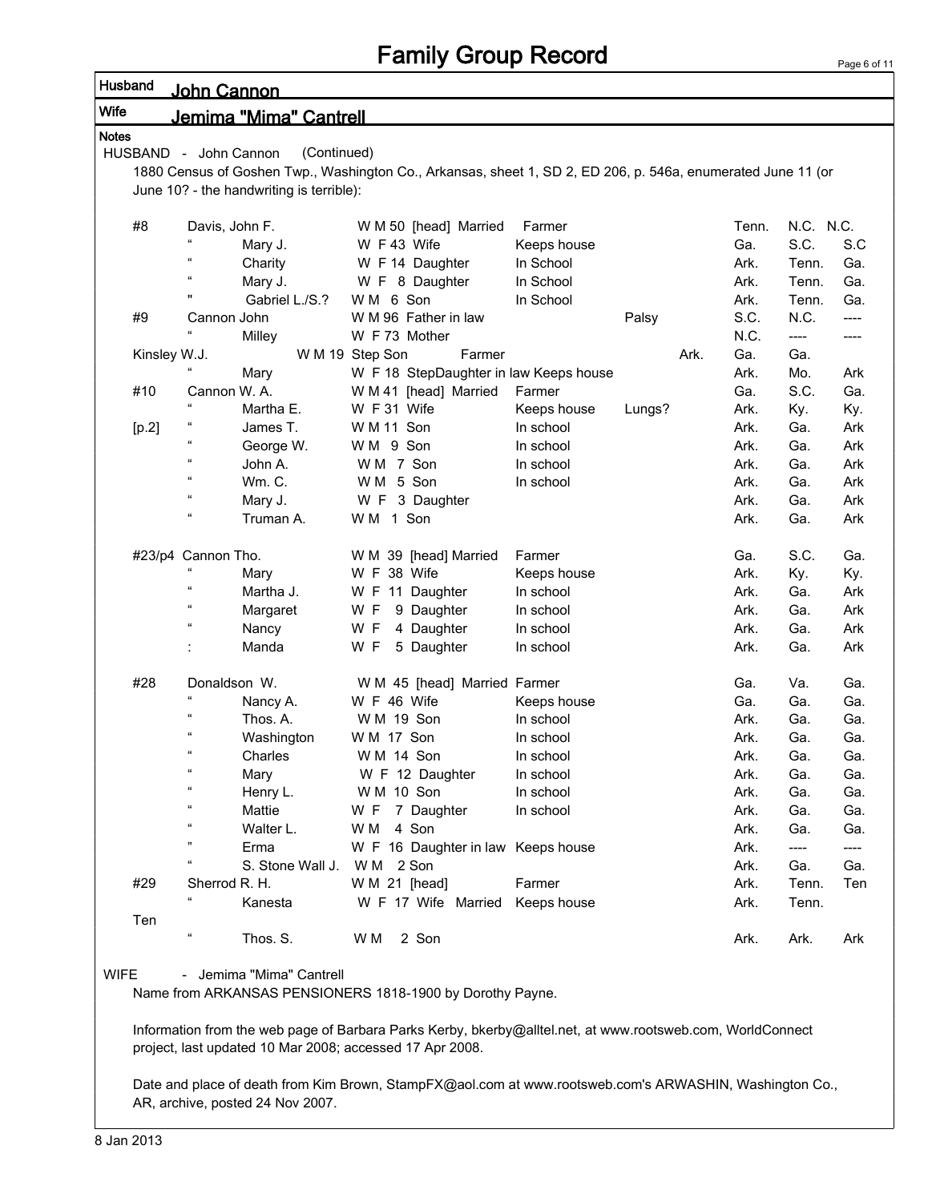# Family Group Record

**Husband** John Cannon

**Wife** Jemima "Mima" Cantrell

**Notes**

HUSBAND - John Cannon (Continued)

1880 Census of Goshen Twp., Washington Co., Arkansas, sheet 1, SD 2, ED 206, p. 546a, enumerated June 11 (or June 10? - the handwriting is terrible):

| | | | | | | | | |
|---|---|---|---|---|---|---|---|---|
| #8 | Davis, John F. | W M 50 [head] Married | Farmer | | Tenn. | N.C. | N.C. |
| | " Mary J. | W F 43 Wife | Keeps house | | Ga. | S.C. | S.C |
| | " Charity | W F 14 Daughter | In School | | Ark. | Tenn. | Ga. |
| | " Mary J. | W F 8 Daughter | In School | | Ark. | Tenn. | Ga. |
| | " Gabriel L./S.? | W M 6 Son | In School | | Ark. | Tenn. | Ga. |
| #9 | Cannon John | W M 96 Father in law | | Palsy | S.C. | N.C. | ---- |
| | " Milley | W F 73 Mother | | | N.C. | ---- | ---- |
| | Kinsley W.J. | W M 19 Step Son | Farmer | Ark. | Ga. | Ga. | |
| | " Mary | W F 18 StepDaughter in law | Keeps house | | Ark. | Mo. | Ark |
| #10 | Cannon W. A. | W M 41 [head] Married | Farmer | | Ga. | S.C. | Ga. |
| | " Martha E. | W F 31 Wife | Keeps house | Lungs? | Ark. | Ky. | Ky. |
| [p.2] | " James T. | W M 11 Son | In school | | Ark. | Ga. | Ark |
| | " George W. | W M 9 Son | In school | | Ark. | Ga. | Ark |
| | " John A. | W M 7 Son | In school | | Ark. | Ga. | Ark |
| | " Wm. C. | W M 5 Son | In school | | Ark. | Ga. | Ark |
| | " Mary J. | W F 3 Daughter | | | Ark. | Ga. | Ark |
| | " Truman A. | W M 1 Son | | | Ark. | Ga. | Ark |
| | | | | | | | |
| #23/p4 | Cannon Tho. | W M 39 [head] Married | Farmer | | Ga. | S.C. | Ga. |
| | " Mary | W F 38 Wife | Keeps house | | Ark. | Ky. | Ky. |
| | " Martha J. | W F 11 Daughter | In school | | Ark. | Ga. | Ark |
| | " Margaret | W F 9 Daughter | In school | | Ark. | Ga. | Ark |
| | " Nancy | W F 4 Daughter | In school | | Ark. | Ga. | Ark |
| | : Manda | W F 5 Daughter | In school | | Ark. | Ga. | Ark |
| | | | | | | | |
| #28 | Donaldson W. | W M 45 [head] Married | Farmer | | Ga. | Va. | Ga. |
| | " Nancy A. | W F 46 Wife | Keeps house | | Ga. | Ga. | Ga. |
| | " Thos. A. | W M 19 Son | In school | | Ark. | Ga. | Ga. |
| | " Washington | W M 17 Son | In school | | Ark. | Ga. | Ga. |
| | " Charles | W M 14 Son | In school | | Ark. | Ga. | Ga. |
| | " Mary | W F 12 Daughter | In school | | Ark. | Ga. | Ga. |
| | " Henry L. | W M 10 Son | In school | | Ark. | Ga. | Ga. |
| | " Mattie | W F 7 Daughter | In school | | Ark. | Ga. | Ga. |
| | " Walter L. | W M 4 Son | | | Ark. | Ga. | Ga. |
| | " Erma | W F 16 Daughter in law | Keeps house | | Ark. | ---- | ---- |
| | " S. Stone Wall J. | W M 2 Son | | | Ark. | Ga. | Ga. |
| #29 | Sherrod R. H. | W M 21 [head] | Farmer | | Ark. | Tenn. | Ten |
| | " Kanesta | W F 17 Wife Married | Keeps house | | Ark. | Tenn. | |
| Ten | | | | | | | |
| | " Thos. S. | W M 2 Son | | | Ark. | Ark. | Ark |

WIFE - Jemima "Mima" Cantrell

Name from ARKANSAS PENSIONERS 1818-1900 by Dorothy Payne.

Information from the web page of Barbara Parks Kerby, bkerby@alltel.net, at www.rootsweb.com, WorldConnect project, last updated 10 Mar 2008; accessed 17 Apr 2008.

Date and place of death from Kim Brown, StampFX@aol.com at www.rootsweb.com's ARWASHIN, Washington Co., AR, archive, posted 24 Nov 2007.

8 Jan 2013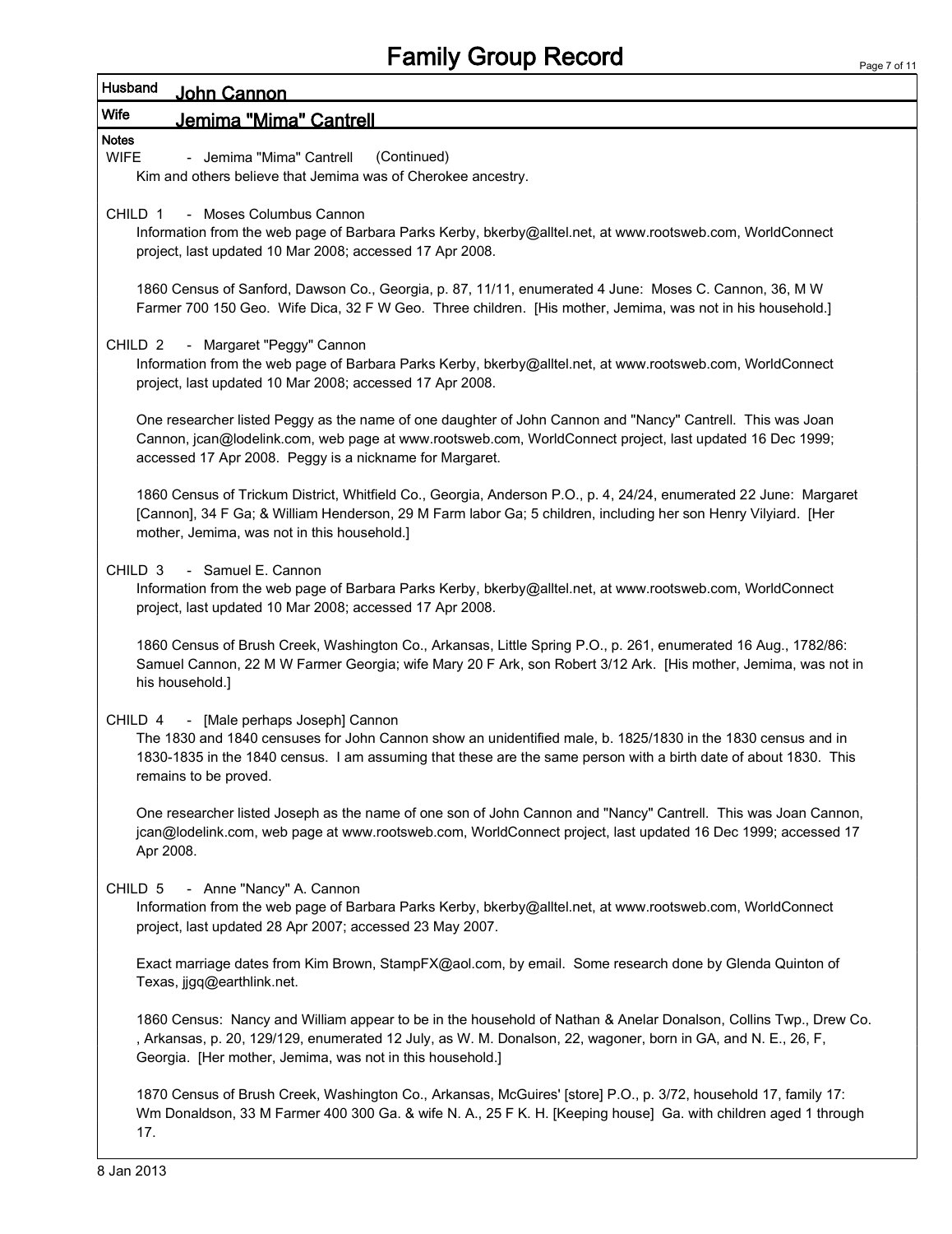# Family Group Record

**Husband** John Cannon

**Wife** Jemima "Mima" Cantrell

**Notes**

WIFE - Jemima "Mima" Cantrell (Continued)

Kim and others believe that Jemima was of Cherokee ancestry.

CHILD 1 - Moses Columbus Cannon

Information from the web page of Barbara Parks Kerby, bkerby@alltel.net, at www.rootsweb.com, WorldConnect project, last updated 10 Mar 2008; accessed 17 Apr 2008.

1860 Census of Sanford, Dawson Co., Georgia, p. 87, 11/11, enumerated 4 June: Moses C. Cannon, 36, M W Farmer 700 150 Geo. Wife Dica, 32 F W Geo. Three children. [His mother, Jemima, was not in his household.]

CHILD 2 - Margaret "Peggy" Cannon

Information from the web page of Barbara Parks Kerby, bkerby@alltel.net, at www.rootsweb.com, WorldConnect project, last updated 10 Mar 2008; accessed 17 Apr 2008.

One researcher listed Peggy as the name of one daughter of John Cannon and "Nancy" Cantrell. This was Joan Cannon, jcan@lodelink.com, web page at www.rootsweb.com, WorldConnect project, last updated 16 Dec 1999; accessed 17 Apr 2008. Peggy is a nickname for Margaret.

1860 Census of Trickum District, Whitfield Co., Georgia, Anderson P.O., p. 4, 24/24, enumerated 22 June: Margaret [Cannon], 34 F Ga; & William Henderson, 29 M Farm labor Ga; 5 children, including her son Henry Vilyiard. [Her mother, Jemima, was not in this household.]

CHILD 3 - Samuel E. Cannon

Information from the web page of Barbara Parks Kerby, bkerby@alltel.net, at www.rootsweb.com, WorldConnect project, last updated 10 Mar 2008; accessed 17 Apr 2008.

1860 Census of Brush Creek, Washington Co., Arkansas, Little Spring P.O., p. 261, enumerated 16 Aug., 1782/86: Samuel Cannon, 22 M W Farmer Georgia; wife Mary 20 F Ark, son Robert 3/12 Ark. [His mother, Jemima, was not in his household.]

CHILD 4 - [Male perhaps Joseph] Cannon

The 1830 and 1840 censuses for John Cannon show an unidentified male, b. 1825/1830 in the 1830 census and in 1830-1835 in the 1840 census. I am assuming that these are the same person with a birth date of about 1830. This remains to be proved.

One researcher listed Joseph as the name of one son of John Cannon and "Nancy" Cantrell. This was Joan Cannon, jcan@lodelink.com, web page at www.rootsweb.com, WorldConnect project, last updated 16 Dec 1999; accessed 17 Apr 2008.

CHILD 5 - Anne "Nancy" A. Cannon

Information from the web page of Barbara Parks Kerby, bkerby@alltel.net, at www.rootsweb.com, WorldConnect project, last updated 28 Apr 2007; accessed 23 May 2007.

Exact marriage dates from Kim Brown, StampFX@aol.com, by email. Some research done by Glenda Quinton of Texas, jjgq@earthlink.net.

1860 Census: Nancy and William appear to be in the household of Nathan & Anelar Donalson, Collins Twp., Drew Co. , Arkansas, p. 20, 129/129, enumerated 12 July, as W. M. Donalson, 22, wagoner, born in GA, and N. E., 26, F, Georgia. [Her mother, Jemima, was not in this household.]

1870 Census of Brush Creek, Washington Co., Arkansas, McGuires' [store] P.O., p. 3/72, household 17, family 17: Wm Donaldson, 33 M Farmer 400 300 Ga. & wife N. A., 25 F K. H. [Keeping house] Ga. with children aged 1 through 17.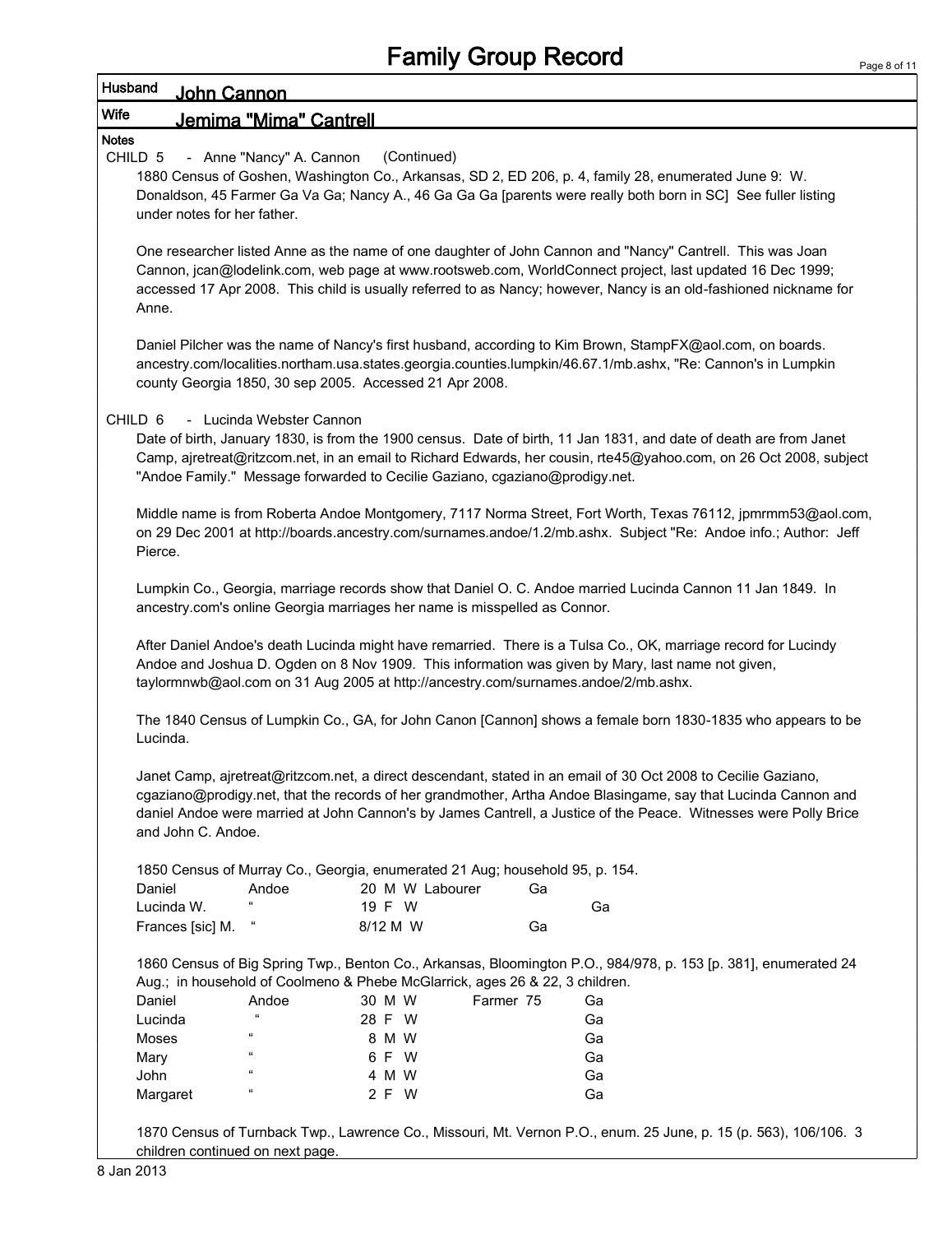# Family Group Record

**Husband** John Cannon

**Wife** Jemima "Mima" Cantrell

**Notes**

CHILD 5 - Anne "Nancy" A. Cannon (Continued)

1880 Census of Goshen, Washington Co., Arkansas, SD 2, ED 206, p. 4, family 28, enumerated June 9: W. Donaldson, 45 Farmer Ga Va Ga; Nancy A., 46 Ga Ga Ga [parents were really both born in SC] See fuller listing under notes for her father.

One researcher listed Anne as the name of one daughter of John Cannon and "Nancy" Cantrell. This was Joan Cannon, jcan@lodelink.com, web page at www.rootsweb.com, WorldConnect project, last updated 16 Dec 1999; accessed 17 Apr 2008. This child is usually referred to as Nancy; however, Nancy is an old-fashioned nickname for Anne.

Daniel Pilcher was the name of Nancy's first husband, according to Kim Brown, StampFX@aol.com, on boards. ancestry.com/localities.northam.usa.states.georgia.counties.lumpkin/46.67.1/mb.ashx, "Re: Cannon's in Lumpkin county Georgia 1850, 30 sep 2005. Accessed 21 Apr 2008.

CHILD 6 - Lucinda Webster Cannon

Date of birth, January 1830, is from the 1900 census. Date of birth, 11 Jan 1831, and date of death are from Janet Camp, ajretreat@ritzcom.net, in an email to Richard Edwards, her cousin, rte45@yahoo.com, on 26 Oct 2008, subject "Andoe Family." Message forwarded to Cecilie Gaziano, cgaziano@prodigy.net.

Middle name is from Roberta Andoe Montgomery, 7117 Norma Street, Fort Worth, Texas 76112, jpmrmm53@aol.com, on 29 Dec 2001 at http://boards.ancestry.com/surnames.andoe/1.2/mb.ashx. Subject "Re: Andoe info.; Author: Jeff Pierce.

Lumpkin Co., Georgia, marriage records show that Daniel O. C. Andoe married Lucinda Cannon 11 Jan 1849. In ancestry.com's online Georgia marriages her name is misspelled as Connor.

After Daniel Andoe's death Lucinda might have remarried. There is a Tulsa Co., OK, marriage record for Lucindy Andoe and Joshua D. Ogden on 8 Nov 1909. This information was given by Mary, last name not given, taylormnwb@aol.com on 31 Aug 2005 at http://ancestry.com/surnames.andoe/2/mb.ashx.

The 1840 Census of Lumpkin Co., GA, for John Canon [Cannon] shows a female born 1830-1835 who appears to be Lucinda.

Janet Camp, ajretreat@ritzcom.net, a direct descendant, stated in an email of 30 Oct 2008 to Cecilie Gaziano, cgaziano@prodigy.net, that the records of her grandmother, Artha Andoe Blasingame, say that Lucinda Cannon and daniel Andoe were married at John Cannon's by James Cantrell, a Justice of the Peace. Witnesses were Polly Brice and John C. Andoe.

1850 Census of Murray Co., Georgia, enumerated 21 Aug; household 95, p. 154.

| | | | | | | | |
|---|---|---|---|---|---|---|---|
| Daniel | Andoe | 20 | M | W | Labourer | Ga | |
| Lucinda W. | " | 19 | F | W | | | Ga |
| Frances [sic] M. | " | 8/12 | M | W | | Ga | |

1860 Census of Big Spring Twp., Benton Co., Arkansas, Bloomington P.O., 984/978, p. 153 [p. 381], enumerated 24 Aug.; in household of Coolmeno & Phebe McGlarrick, ages 26 & 22, 3 children.

| | | | | | | | |
|---|---|---|---|---|---|---|---|
| Daniel | Andoe | 30 | M | W | Farmer | 75 | Ga |
| Lucinda | " | 28 | F | W | | | Ga |
| Moses | " | 8 | M | W | | | Ga |
| Mary | " | 6 | F | W | | | Ga |
| John | " | 4 | M | W | | | Ga |
| Margaret | " | 2 | F | W | | | Ga |

1870 Census of Turnback Twp., Lawrence Co., Missouri, Mt. Vernon P.O., enum. 25 June, p. 15 (p. 563), 106/106. 3 children continued on next page.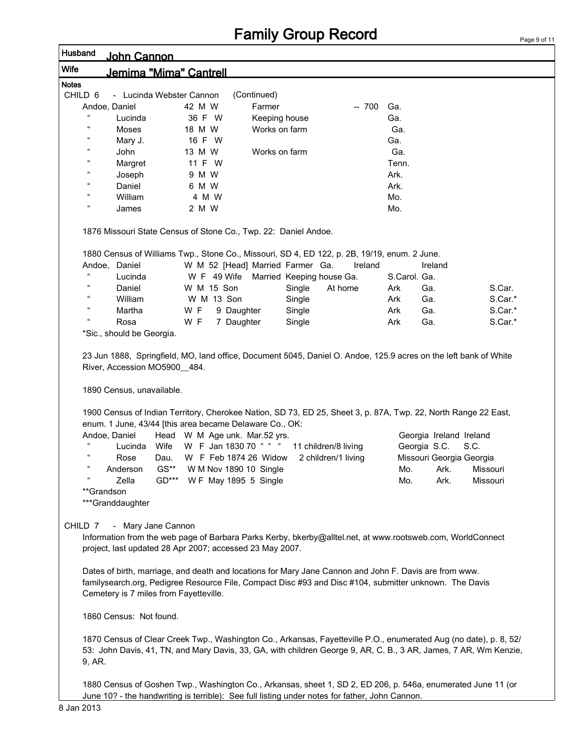# Family Group Record

| Husband | John Cannon |
|---|---|
| Wife | Jemima "Mima" Cantrell |

**Notes**

CHILD 6 - Lucinda Webster Cannon (Continued)

| Name | | Age/Sex/Race | Occupation | Value | Birthplace |
|---|---|---|---|---|---|
| Andoe, Daniel | | 42 M W | Farmer | -- 700 | Ga. |
| " | Lucinda | 36 F W | Keeping house | | Ga. |
| " | Moses | 18 M W | Works on farm | | Ga. |
| " | Mary J. | 16 F W | | | Ga. |
| " | John | 13 M W | Works on farm | | Ga. |
| " | Margret | 11 F W | | | Tenn. |
| " | Joseph | 9 M W | | | Ark. |
| " | Daniel | 6 M W | | | Ark. |
| " | William | 4 M W | | | Mo. |
| " | James | 2 M W | | | Mo. |

1876 Missouri State Census of Stone Co., Twp. 22: Daniel Andoe.

1880 Census of Williams Twp., Stone Co., Missouri, SD 4, ED 122, p. 2B, 19/19, enum. 2 June.

| Name | | Race/Sex/Age/Relation | Marital Status | Occupation | Birthplace | Father's Birthplace | Mother's Birthplace |
|---|---|---|---|---|---|---|---|
| Andoe, | Daniel | W M 52 [Head] | Married | Farmer | Ga. | Ireland | Ireland |
| " | Lucinda | W F 49 Wife | Married | Keeping house | Ga. | S.Carol. | Ga. |
| " | Daniel | W M 15 Son | Single | At home | Ark | Ga. | S.Car. |
| " | William | W M 13 Son | Single | | Ark | Ga. | S.Car.* |
| " | Martha | W F 9 Daughter | Single | | Ark | Ga. | S.Car.* |
| " | Rosa | W F 7 Daughter | Single | | Ark | Ga. | S.Car.* |

*Sic., should be Georgia.

23 Jun 1888, Springfield, MO, land office, Document 5045, Daniel O. Andoe, 125.9 acres on the left bank of White River, Accession MO5900__484.

1890 Census, unavailable.

1900 Census of Indian Territory, Cherokee Nation, SD 73, ED 25, Sheet 3, p. 87A, Twp. 22, North Range 22 East, enum. 1 June, 43/44 [this area became Delaware Co., OK:

| Name | | Relation | Details | Children | Birthplace | Father's Birthplace | Mother's Birthplace |
|---|---|---|---|---|---|---|---|
| Andoe, Daniel | | Head | W M Age unk. Mar.52 yrs. | | Georgia | Ireland | Ireland |
| " | Lucinda | Wife | W F Jan 1830 70 " " " | 11 children/8 living | Georgia | S.C. | S.C. |
| " | Rose | Dau. | W F Feb 1874 26 Widow | 2 children/1 living | Missouri | Georgia | Georgia |
| " | Anderson | GS** | W M Nov 1890 10 Single | | Mo. | Ark. | Missouri |
| " | Zella | GD*** | W F May 1895 5 Single | | Mo. | Ark. | Missouri |

**Grandson

***Granddaughter

CHILD 7 - Mary Jane Cannon

Information from the web page of Barbara Parks Kerby, bkerby@alltel.net, at www.rootsweb.com, WorldConnect project, last updated 28 Apr 2007; accessed 23 May 2007.

Dates of birth, marriage, and death and locations for Mary Jane Cannon and John F. Davis are from www.familysearch.org, Pedigree Resource File, Compact Disc #93 and Disc #104, submitter unknown. The Davis Cemetery is 7 miles from Fayetteville.

1860 Census: Not found.

1870 Census of Clear Creek Twp., Washington Co., Arkansas, Fayetteville P.O., enumerated Aug (no date), p. 8, 52/53: John Davis, 41, TN, and Mary Davis, 33, GA, with children George 9, AR, C. B., 3 AR, James, 7 AR, Wm Kenzie, 9, AR.

1880 Census of Goshen Twp., Washington Co., Arkansas, sheet 1, SD 2, ED 206, p. 546a, enumerated June 11 (or June 10? - the handwriting is terrible): See full listing under notes for father, John Cannon.

8 Jan 2013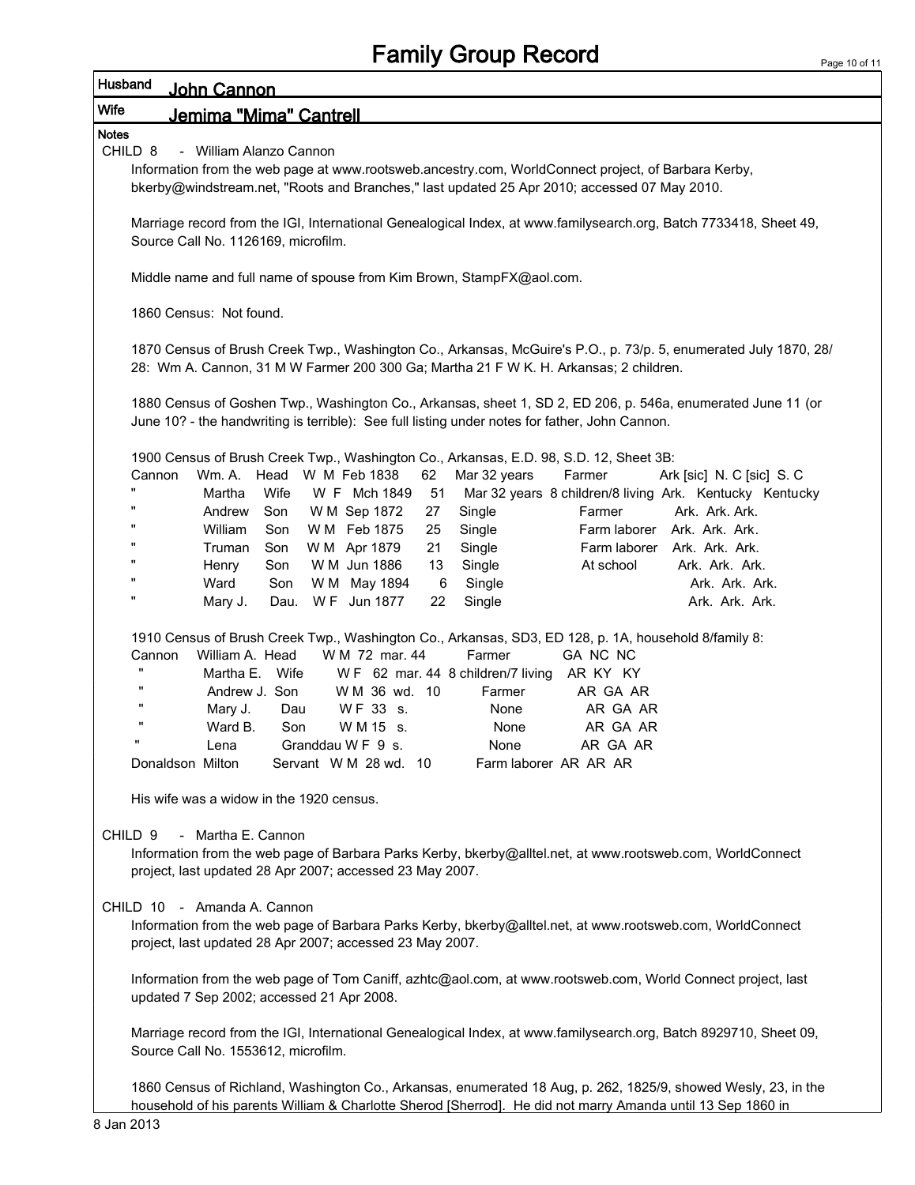# Family Group Record

**Husband** John Cannon

**Wife** Jemima "Mima" Cantrell

**Notes**

CHILD 8 - William Alanzo Cannon

Information from the web page at www.rootsweb.ancestry.com, WorldConnect project, of Barbara Kerby, bkerby@windstream.net, "Roots and Branches," last updated 25 Apr 2010; accessed 07 May 2010.

Marriage record from the IGI, International Genealogical Index, at www.familysearch.org, Batch 7733418, Sheet 49, Source Call No. 1126169, microfilm.

Middle name and full name of spouse from Kim Brown, StampFX@aol.com.

1860 Census: Not found.

1870 Census of Brush Creek Twp., Washington Co., Arkansas, McGuire's P.O., p. 73/p. 5, enumerated July 1870, 28/ 28: Wm A. Cannon, 31 M W Farmer 200 300 Ga; Martha 21 F W K. H. Arkansas; 2 children.

1880 Census of Goshen Twp., Washington Co., Arkansas, sheet 1, SD 2, ED 206, p. 546a, enumerated June 11 (or June 10? - the handwriting is terrible): See full listing under notes for father, John Cannon.

1900 Census of Brush Creek Twp., Washington Co., Arkansas, E.D. 98, S.D. 12, Sheet 3B:

| | | | | | | | | |
|---|---|---|---|---|---|---|---|---|
| Cannon | Wm. A. | Head | W M | Feb 1838 | 62 | Mar 32 years | Farmer | Ark [sic] N. C [sic] S. C |
| " | Martha | Wife | W F | Mch 1849 | 51 | Mar 32 years 8 children/8 living | | Ark. Kentucky Kentucky |
| " | Andrew | Son | W M | Sep 1872 | 27 | Single | Farmer | Ark. Ark. Ark. |
| " | William | Son | W M | Feb 1875 | 25 | Single | Farm laborer | Ark. Ark. Ark. |
| " | Truman | Son | W M | Apr 1879 | 21 | Single | Farm laborer | Ark. Ark. Ark. |
| " | Henry | Son | W M | Jun 1886 | 13 | Single | At school | Ark. Ark. Ark. |
| " | Ward | Son | W M | May 1894 | 6 | Single | | Ark. Ark. Ark. |
| " | Mary J. | Dau. | W F | Jun 1877 | 22 | Single | | Ark. Ark. Ark. |

1910 Census of Brush Creek Twp., Washington Co., Arkansas, SD3, ED 128, p. 1A, household 8/family 8:

| | | | | | | |
|---|---|---|---|---|---|---|
| Cannon | William A. | Head | W M 72 mar. 44 | | Farmer | GA NC NC |
| " | Martha E. | Wife | W F 62 mar. 44 | 8 children/7 living | | AR KY KY |
| " | Andrew J. | Son | W M 36 wd. 10 | | Farmer | AR GA AR |
| " | Mary J. | Dau | W F 33 s. | | None | AR GA AR |
| " | Ward B. | Son | W M 15 s. | | None | AR GA AR |
| " | Lena | Granddau | W F 9 s. | | None | AR GA AR |
| Donaldson | Milton | Servant | W M 28 wd. 10 | | Farm laborer | AR AR AR |

His wife was a widow in the 1920 census.

CHILD 9 - Martha E. Cannon

Information from the web page of Barbara Parks Kerby, bkerby@alltel.net, at www.rootsweb.com, WorldConnect project, last updated 28 Apr 2007; accessed 23 May 2007.

CHILD 10 - Amanda A. Cannon

Information from the web page of Barbara Parks Kerby, bkerby@alltel.net, at www.rootsweb.com, WorldConnect project, last updated 28 Apr 2007; accessed 23 May 2007.

Information from the web page of Tom Caniff, azhtc@aol.com, at www.rootsweb.com, World Connect project, last updated 7 Sep 2002; accessed 21 Apr 2008.

Marriage record from the IGI, International Genealogical Index, at www.familysearch.org, Batch 8929710, Sheet 09, Source Call No. 1553612, microfilm.

1860 Census of Richland, Washington Co., Arkansas, enumerated 18 Aug, p. 262, 1825/9, showed Wesly, 23, in the household of his parents William & Charlotte Sherod [Sherrod]. He did not marry Amanda until 13 Sep 1860 in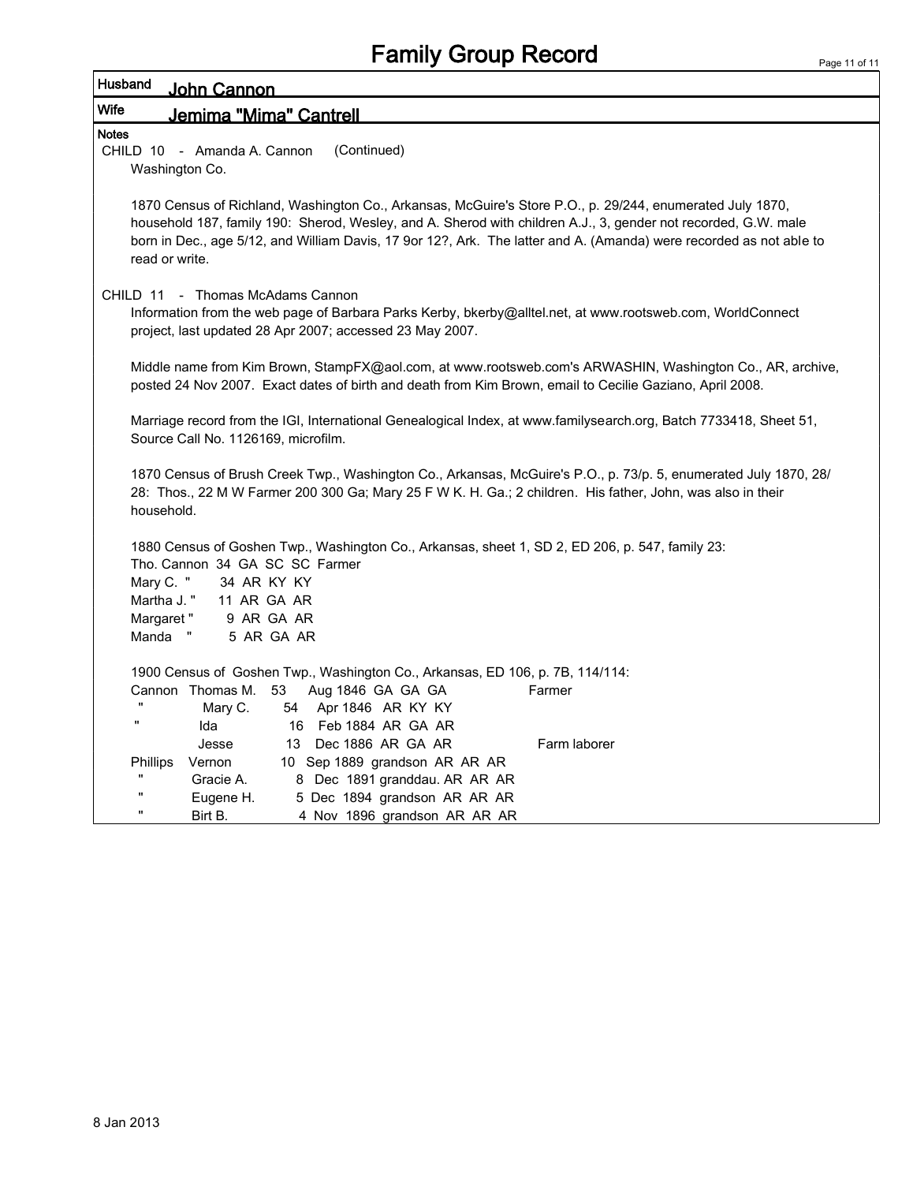# Family Group Record

**Husband** John Cannon

**Wife** Jemima "Mima" Cantrell

**Notes**

CHILD 10 - Amanda A. Cannon (Continued)

Washington Co.

1870 Census of Richland, Washington Co., Arkansas, McGuire's Store P.O., p. 29/244, enumerated July 1870, household 187, family 190: Sherod, Wesley, and A. Sherod with children A.J., 3, gender not recorded, G.W. male born in Dec., age 5/12, and William Davis, 17 9or 12?, Ark. The latter and A. (Amanda) were recorded as not able to read or write.

CHILD 11 - Thomas McAdams Cannon

Information from the web page of Barbara Parks Kerby, bkerby@alltel.net, at www.rootsweb.com, WorldConnect project, last updated 28 Apr 2007; accessed 23 May 2007.

Middle name from Kim Brown, StampFX@aol.com, at www.rootsweb.com's ARWASHIN, Washington Co., AR, archive, posted 24 Nov 2007. Exact dates of birth and death from Kim Brown, email to Cecilie Gaziano, April 2008.

Marriage record from the IGI, International Genealogical Index, at www.familysearch.org, Batch 7733418, Sheet 51, Source Call No. 1126169, microfilm.

1870 Census of Brush Creek Twp., Washington Co., Arkansas, McGuire's P.O., p. 73/p. 5, enumerated July 1870, 28/28: Thos., 22 M W Farmer 200 300 Ga; Mary 25 F W K. H. Ga.; 2 children. His father, John, was also in their household.

1880 Census of Goshen Twp., Washington Co., Arkansas, sheet 1, SD 2, ED 206, p. 547, family 23:

| | | | | | |
|---|---|---|---|---|---|
| Tho. Cannon | 34 | GA | SC | SC | Farmer |
| Mary C. " | 34 | AR | KY | KY | |
| Martha J. " | 11 | AR | GA | AR | |
| Margaret " | 9 | AR | GA | AR | |
| Manda " | 5 | AR | GA | AR | |

1900 Census of Goshen Twp., Washington Co., Arkansas, ED 106, p. 7B, 114/114:

| | | | | | | | | |
|---|---|---|---|---|---|---|---|---|
| Cannon | Thomas M. | 53 | Aug 1846 | | GA | GA | GA | Farmer |
| " | Mary C. | 54 | Apr 1846 | | AR | KY | KY | |
| " | Ida | 16 | Feb 1884 | | AR | GA | AR | |
| | Jesse | 13 | Dec 1886 | | AR | GA | AR | Farm laborer |
| Phillips | Vernon | 10 | Sep 1889 | grandson | AR | AR | AR | |
| " | Gracie A. | 8 | Dec 1891 | granddau. | AR | AR | AR | |
| " | Eugene H. | 5 | Dec 1894 | grandson | AR | AR | AR | |
| " | Birt B. | 4 | Nov 1896 | grandson | AR | AR | AR | |

8 Jan 2013